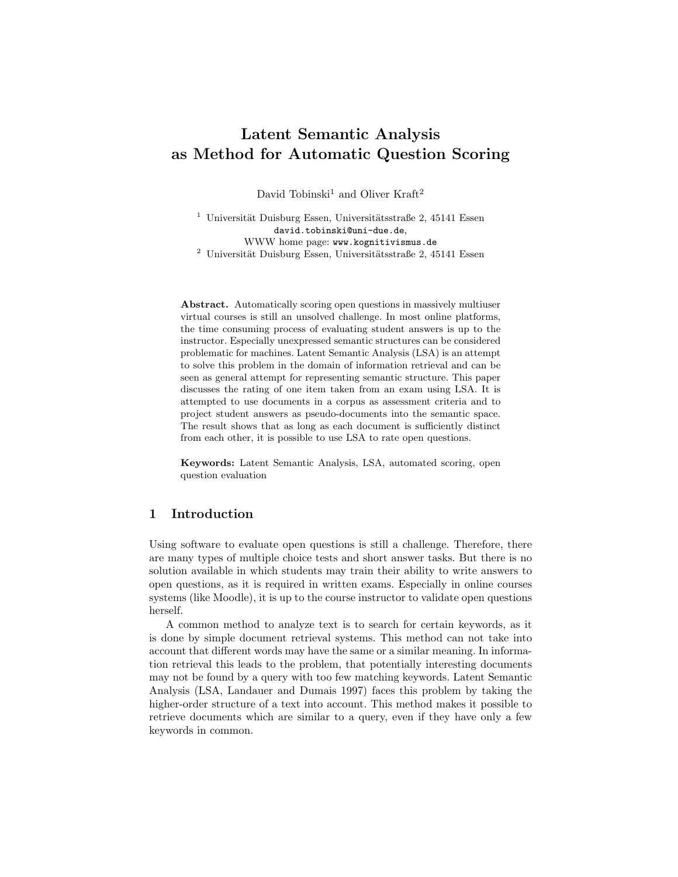# Latent Semantic Analysis as Method for Automatic Question Scoring

David Tobinski[1] and Oliver Kraft[2]

[1] Universität Duisburg Essen, Universitätsstraße 2, 45141 Essen
david.tobinski@uni-due.de,
WWW home page: www.kognitivismus.de
[2] Universität Duisburg Essen, Universitätsstraße 2, 45141 Essen

**Abstract.** Automatically scoring open questions in massively multiuser virtual courses is still an unsolved challenge. In most online platforms, the time consuming process of evaluating student answers is up to the instructor. Especially unexpressed semantic structures can be considered problematic for machines. Latent Semantic Analysis (LSA) is an attempt to solve this problem in the domain of information retrieval and can be seen as general attempt for representing semantic structure. This paper discusses the rating of one item taken from an exam using LSA. It is attempted to use documents in a corpus as assessment criteria and to project student answers as pseudo-documents into the semantic space. The result shows that as long as each document is sufficiently distinct from each other, it is possible to use LSA to rate open questions.

**Keywords:** Latent Semantic Analysis, LSA, automated scoring, open question evaluation

## 1 Introduction

Using software to evaluate open questions is still a challenge. Therefore, there are many types of multiple choice tests and short answer tasks. But there is no solution available in which students may train their ability to write answers to open questions, as it is required in written exams. Especially in online courses systems (like Moodle), it is up to the course instructor to validate open questions herself.

A common method to analyze text is to search for certain keywords, as it is done by simple document retrieval systems. This method can not take into account that different words may have the same or a similar meaning. In information retrieval this leads to the problem, that potentially interesting documents may not be found by a query with too few matching keywords. Latent Semantic Analysis (LSA, Landauer and Dumais 1997) faces this problem by taking the higher-order structure of a text into account. This method makes it possible to retrieve documents which are similar to a query, even if they have only a few keywords in common.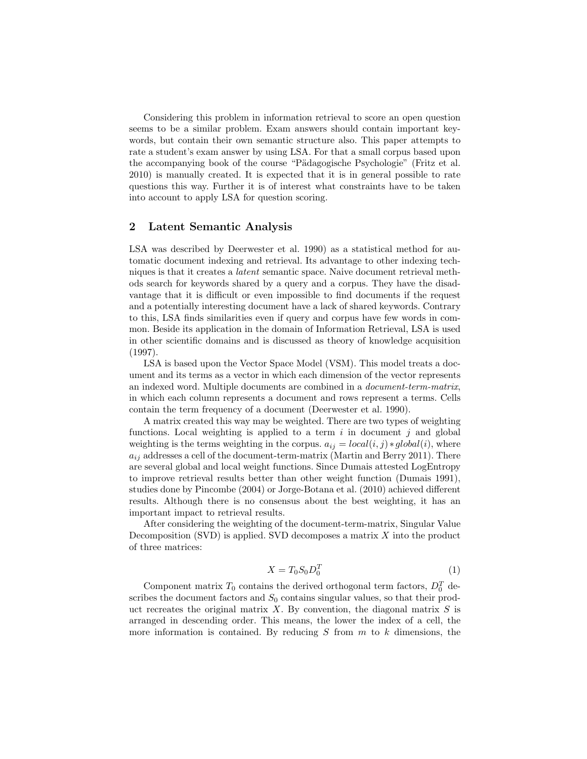Considering this problem in information retrieval to score an open question seems to be a similar problem. Exam answers should contain important keywords, but contain their own semantic structure also. This paper attempts to rate a student's exam answer by using LSA. For that a small corpus based upon the accompanying book of the course "Pädagogische Psychologie" (Fritz et al. 2010) is manually created. It is expected that it is in general possible to rate questions this way. Further it is of interest what constraints have to be taken into account to apply LSA for question scoring.

## 2 Latent Semantic Analysis

LSA was described by Deerwester et al. 1990) as a statistical method for automatic document indexing and retrieval. Its advantage to other indexing techniques is that it creates a *latent* semantic space. Naive document retrieval methods search for keywords shared by a query and a corpus. They have the disadvantage that it is difficult or even impossible to find documents if the request and a potentially interesting document have a lack of shared keywords. Contrary to this, LSA finds similarities even if query and corpus have few words in common. Beside its application in the domain of Information Retrieval, LSA is used in other scientific domains and is discussed as theory of knowledge acquisition (1997).

LSA is based upon the Vector Space Model (VSM). This model treats a document and its terms as a vector in which each dimension of the vector represents an indexed word. Multiple documents are combined in a *document-term-matrix*, in which each column represents a document and rows represent a terms. Cells contain the term frequency of a document (Deerwester et al. 1990).

A matrix created this way may be weighted. There are two types of weighting functions. Local weighting is applied to a term $i$ in document $j$ and global weighting is the terms weighting in the corpus. $a_{ij} = local(i,j) * global(i)$, where $a_{ij}$ addresses a cell of the document-term-matrix (Martin and Berry 2011). There are several global and local weight functions. Since Dumais attested LogEntropy to improve retrieval results better than other weight function (Dumais 1991), studies done by Pincombe (2004) or Jorge-Botana et al. (2010) achieved different results. Although there is no consensus about the best weighting, it has an important impact to retrieval results.

After considering the weighting of the document-term-matrix, Singular Value Decomposition (SVD) is applied. SVD decomposes a matrix $X$ into the product of three matrices:

$$X = T_0 S_0 D_0^T \tag{1}$$

Component matrix $T_0$ contains the derived orthogonal term factors, $D_0^T$ describes the document factors and $S_0$ contains singular values, so that their product recreates the original matrix $X$. By convention, the diagonal matrix $S$ is arranged in descending order. This means, the lower the index of a cell, the more information is contained. By reducing $S$ from $m$ to $k$ dimensions, the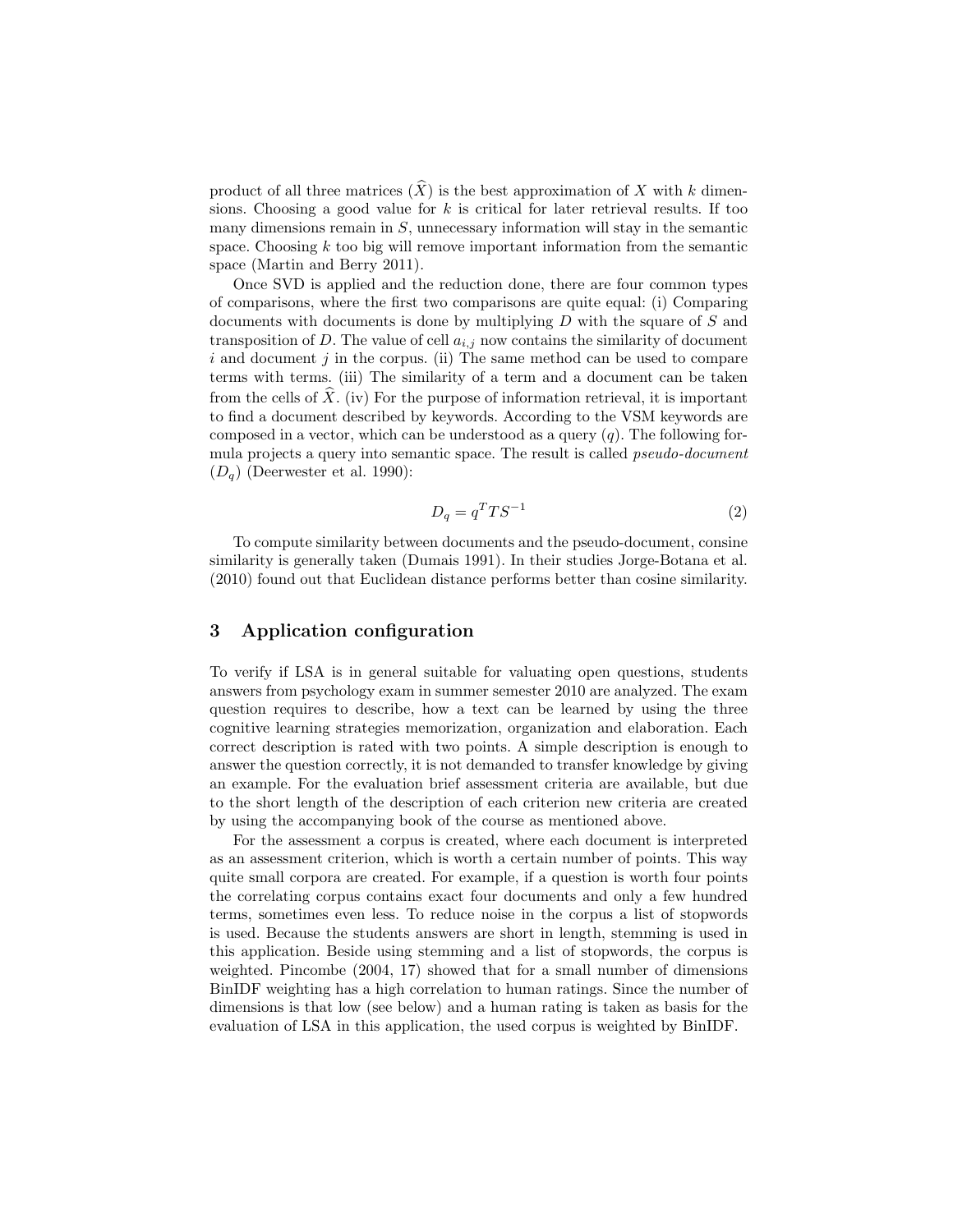product of all three matrices ($\widehat{X}$) is the best approximation of $X$ with $k$ dimensions. Choosing a good value for $k$ is critical for later retrieval results. If too many dimensions remain in $S$, unnecessary information will stay in the semantic space. Choosing $k$ too big will remove important information from the semantic space (Martin and Berry 2011).

Once SVD is applied and the reduction done, there are four common types of comparisons, where the first two comparisons are quite equal: (i) Comparing documents with documents is done by multiplying $D$ with the square of $S$ and transposition of $D$. The value of cell $a_{i,j}$ now contains the similarity of document $i$ and document $j$ in the corpus. (ii) The same method can be used to compare terms with terms. (iii) The similarity of a term and a document can be taken from the cells of $\widehat{X}$. (iv) For the purpose of information retrieval, it is important to find a document described by keywords. According to the VSM keywords are composed in a vector, which can be understood as a query ($q$). The following formula projects a query into semantic space. The result is called *pseudo-document* ($D_q$) (Deerwester et al. 1990):

$$D_q = q^T T S^{-1} \tag{2}$$

To compute similarity between documents and the pseudo-document, consine similarity is generally taken (Dumais 1991). In their studies Jorge-Botana et al. (2010) found out that Euclidean distance performs better than cosine similarity.

## 3 Application configuration

To verify if LSA is in general suitable for valuating open questions, students answers from psychology exam in summer semester 2010 are analyzed. The exam question requires to describe, how a text can be learned by using the three cognitive learning strategies memorization, organization and elaboration. Each correct description is rated with two points. A simple description is enough to answer the question correctly, it is not demanded to transfer knowledge by giving an example. For the evaluation brief assessment criteria are available, but due to the short length of the description of each criterion new criteria are created by using the accompanying book of the course as mentioned above.

For the assessment a corpus is created, where each document is interpreted as an assessment criterion, which is worth a certain number of points. This way quite small corpora are created. For example, if a question is worth four points the correlating corpus contains exact four documents and only a few hundred terms, sometimes even less. To reduce noise in the corpus a list of stopwords is used. Because the students answers are short in length, stemming is used in this application. Beside using stemming and a list of stopwords, the corpus is weighted. Pincombe (2004, 17) showed that for a small number of dimensions BinIDF weighting has a high correlation to human ratings. Since the number of dimensions is that low (see below) and a human rating is taken as basis for the evaluation of LSA in this application, the used corpus is weighted by BinIDF.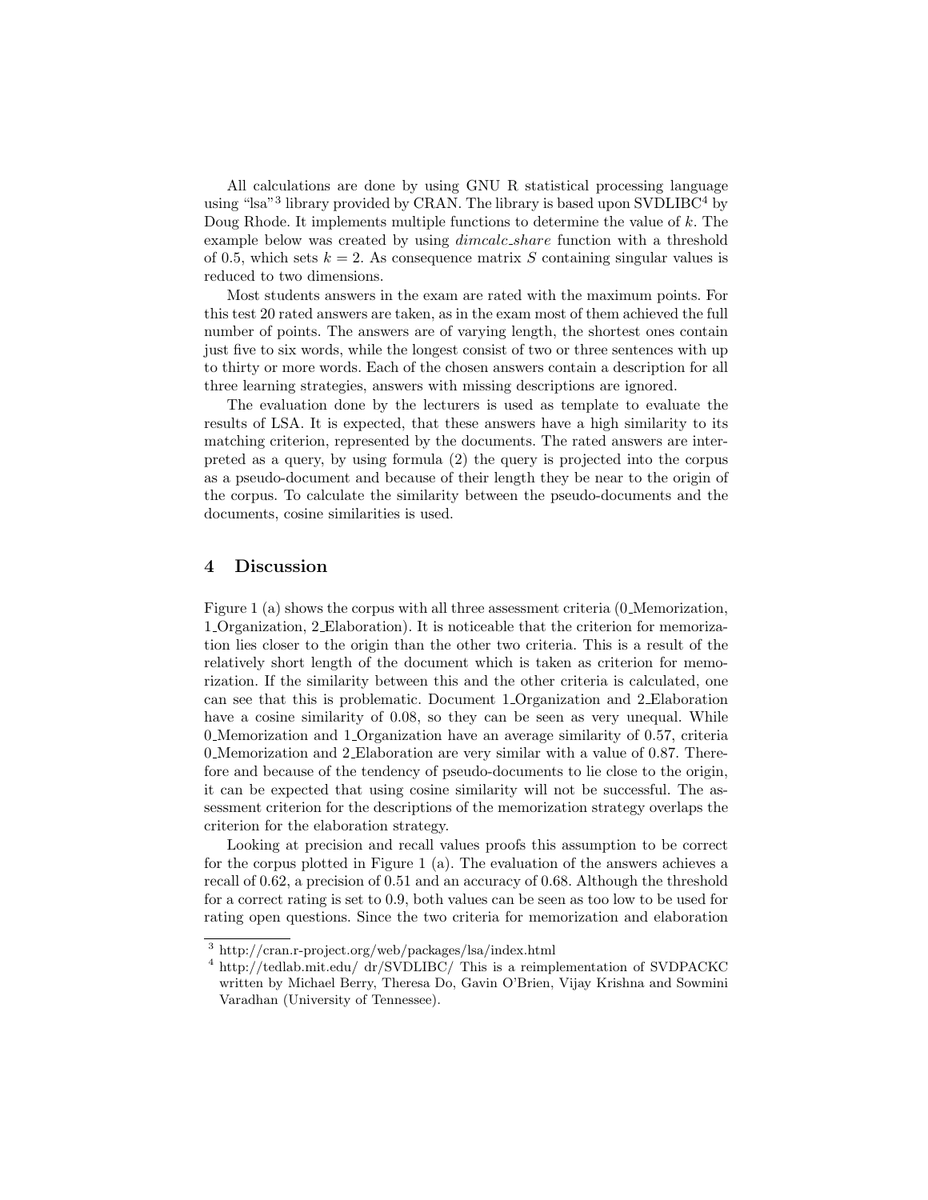All calculations are done by using GNU R statistical processing language using "lsa"[3] library provided by CRAN. The library is based upon SVDLIBC[4] by Doug Rhode. It implements multiple functions to determine the value of $k$. The example below was created by using *dimcalc_share* function with a threshold of 0.5, which sets $k = 2$. As consequence matrix $S$ containing singular values is reduced to two dimensions.

Most students answers in the exam are rated with the maximum points. For this test 20 rated answers are taken, as in the exam most of them achieved the full number of points. The answers are of varying length, the shortest ones contain just five to six words, while the longest consist of two or three sentences with up to thirty or more words. Each of the chosen answers contain a description for all three learning strategies, answers with missing descriptions are ignored.

The evaluation done by the lecturers is used as template to evaluate the results of LSA. It is expected, that these answers have a high similarity to its matching criterion, represented by the documents. The rated answers are interpreted as a query, by using formula (2) the query is projected into the corpus as a pseudo-document and because of their length they be near to the origin of the corpus. To calculate the similarity between the pseudo-documents and the documents, cosine similarities is used.

## 4 Discussion

Figure 1 (a) shows the corpus with all three assessment criteria (0_Memorization, 1_Organization, 2_Elaboration). It is noticeable that the criterion for memorization lies closer to the origin than the other two criteria. This is a result of the relatively short length of the document which is taken as criterion for memorization. If the similarity between this and the other criteria is calculated, one can see that this is problematic. Document 1_Organization and 2_Elaboration have a cosine similarity of 0.08, so they can be seen as very unequal. While 0_Memorization and 1_Organization have an average similarity of 0.57, criteria 0_Memorization and 2_Elaboration are very similar with a value of 0.87. Therefore and because of the tendency of pseudo-documents to lie close to the origin, it can be expected that using cosine similarity will not be successful. The assessment criterion for the descriptions of the memorization strategy overlaps the criterion for the elaboration strategy.

Looking at precision and recall values proofs this assumption to be correct for the corpus plotted in Figure 1 (a). The evaluation of the answers achieves a recall of 0.62, a precision of 0.51 and an accuracy of 0.68. Although the threshold for a correct rating is set to 0.9, both values can be seen as too low to be used for rating open questions. Since the two criteria for memorization and elaboration

[3] http://cran.r-project.org/web/packages/lsa/index.html

[4] http://tedlab.mit.edu/ dr/SVDLIBC/ This is a reimplementation of SVDPACKC written by Michael Berry, Theresa Do, Gavin O'Brien, Vijay Krishna and Sowmini Varadhan (University of Tennessee).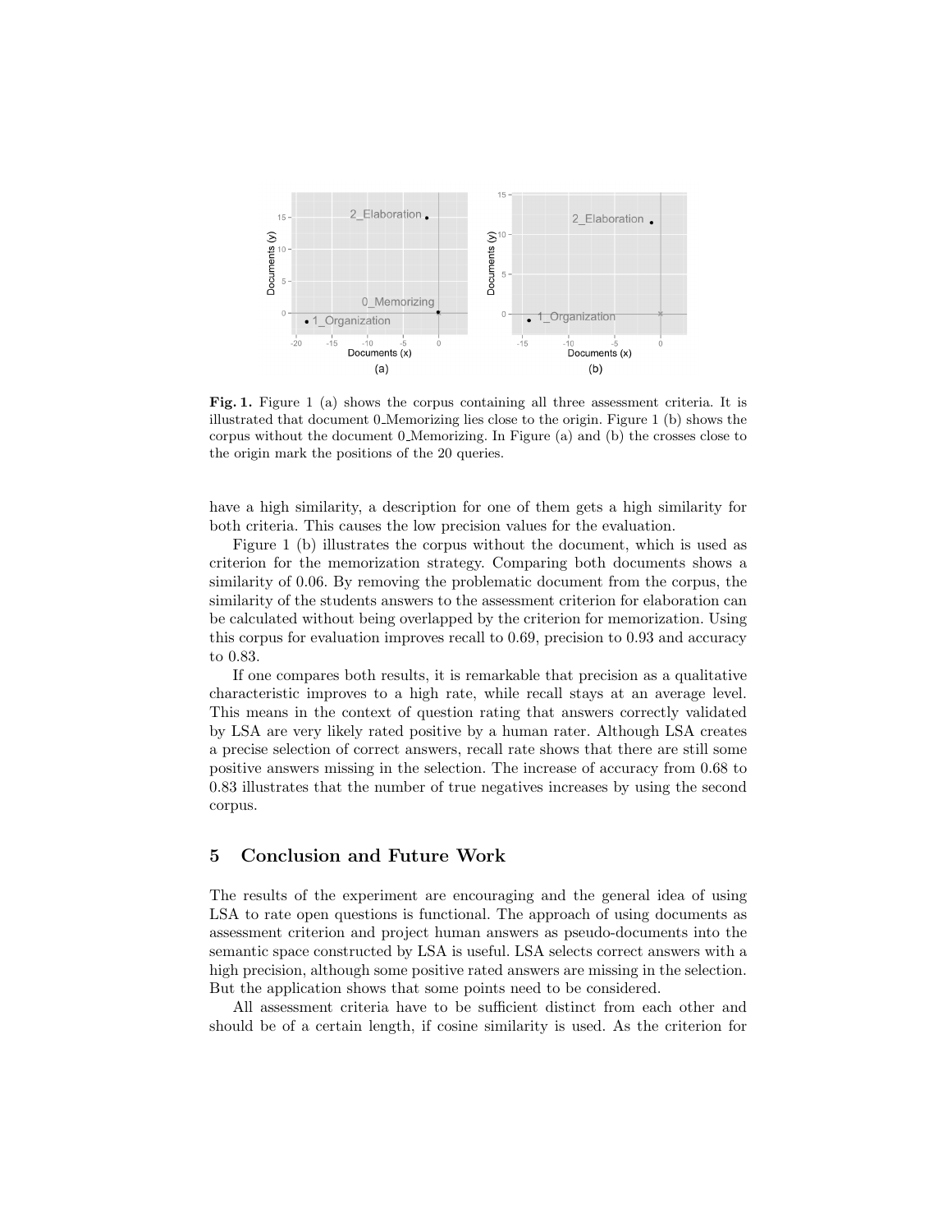**Fig. 1.** Figure 1 (a) shows the corpus containing all three assessment criteria. It is illustrated that document 0_Memorizing lies close to the origin. Figure 1 (b) shows the corpus without the document 0_Memorizing. In Figure (a) and (b) the crosses close to the origin mark the positions of the 20 queries.

have a high similarity, a description for one of them gets a high similarity for both criteria. This causes the low precision values for the evaluation.

Figure 1 (b) illustrates the corpus without the document, which is used as criterion for the memorization strategy. Comparing both documents shows a similarity of 0.06. By removing the problematic document from the corpus, the similarity of the students answers to the assessment criterion for elaboration can be calculated without being overlapped by the criterion for memorization. Using this corpus for evaluation improves recall to 0.69, precision to 0.93 and accuracy to 0.83.

If one compares both results, it is remarkable that precision as a qualitative characteristic improves to a high rate, while recall stays at an average level. This means in the context of question rating that answers correctly validated by LSA are very likely rated positive by a human rater. Although LSA creates a precise selection of correct answers, recall rate shows that there are still some positive answers missing in the selection. The increase of accuracy from 0.68 to 0.83 illustrates that the number of true negatives increases by using the second corpus.

## 5 Conclusion and Future Work

The results of the experiment are encouraging and the general idea of using LSA to rate open questions is functional. The approach of using documents as assessment criterion and project human answers as pseudo-documents into the semantic space constructed by LSA is useful. LSA selects correct answers with a high precision, although some positive rated answers are missing in the selection. But the application shows that some points need to be considered.

All assessment criteria have to be sufficient distinct from each other and should be of a certain length, if cosine similarity is used. As the criterion for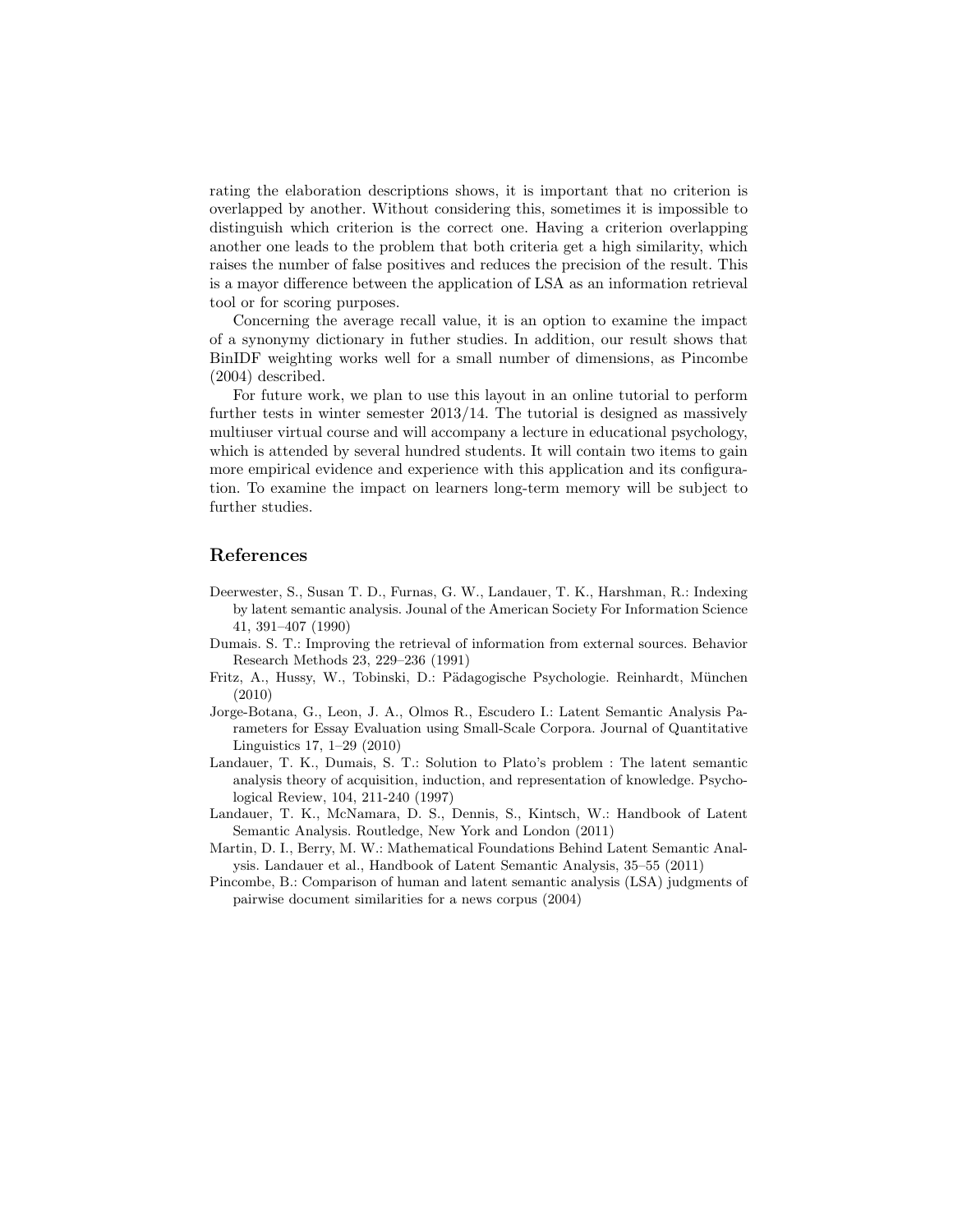rating the elaboration descriptions shows, it is important that no criterion is overlapped by another. Without considering this, sometimes it is impossible to distinguish which criterion is the correct one. Having a criterion overlapping another one leads to the problem that both criteria get a high similarity, which raises the number of false positives and reduces the precision of the result. This is a mayor difference between the application of LSA as an information retrieval tool or for scoring purposes.

Concerning the average recall value, it is an option to examine the impact of a synonymy dictionary in futher studies. In addition, our result shows that BinIDF weighting works well for a small number of dimensions, as Pincombe (2004) described.

For future work, we plan to use this layout in an online tutorial to perform further tests in winter semester 2013/14. The tutorial is designed as massively multiuser virtual course and will accompany a lecture in educational psychology, which is attended by several hundred students. It will contain two items to gain more empirical evidence and experience with this application and its configuration. To examine the impact on learners long-term memory will be subject to further studies.

## References

Deerwester, S., Susan T. D., Furnas, G. W., Landauer, T. K., Harshman, R.: Indexing by latent semantic analysis. Jounal of the American Society For Information Science 41, 391–407 (1990)

Dumais. S. T.: Improving the retrieval of information from external sources. Behavior Research Methods 23, 229–236 (1991)

Fritz, A., Hussy, W., Tobinski, D.: Pädagogische Psychologie. Reinhardt, München (2010)

Jorge-Botana, G., Leon, J. A., Olmos R., Escudero I.: Latent Semantic Analysis Parameters for Essay Evaluation using Small-Scale Corpora. Journal of Quantitative Linguistics 17, 1–29 (2010)

Landauer, T. K., Dumais, S. T.: Solution to Plato's problem : The latent semantic analysis theory of acquisition, induction, and representation of knowledge. Psychological Review, 104, 211-240 (1997)

Landauer, T. K., McNamara, D. S., Dennis, S., Kintsch, W.: Handbook of Latent Semantic Analysis. Routledge, New York and London (2011)

Martin, D. I., Berry, M. W.: Mathematical Foundations Behind Latent Semantic Analysis. Landauer et al., Handbook of Latent Semantic Analysis, 35–55 (2011)

Pincombe, B.: Comparison of human and latent semantic analysis (LSA) judgments of pairwise document similarities for a news corpus (2004)